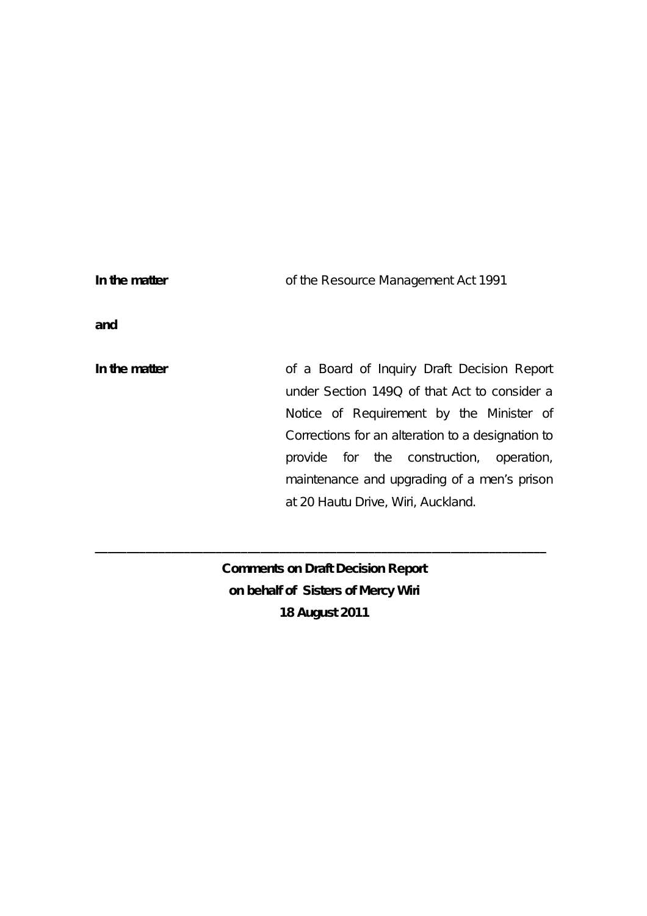**In the matter** of the Resource Management Act 1991

**and**

**In the matter** of a Board of Inquiry Draft Decision Report under Section 149Q of that Act to consider a Notice of Requirement by the Minister of Corrections for an alteration to a designation to provide for the construction, operation, maintenance and upgrading of a men's prison at 20 Hautu Drive, Wiri, Auckland.

---

**Comments on Draft Decision Report**
**on behalf of Sisters of Mercy Wiri**
**18 August 2011**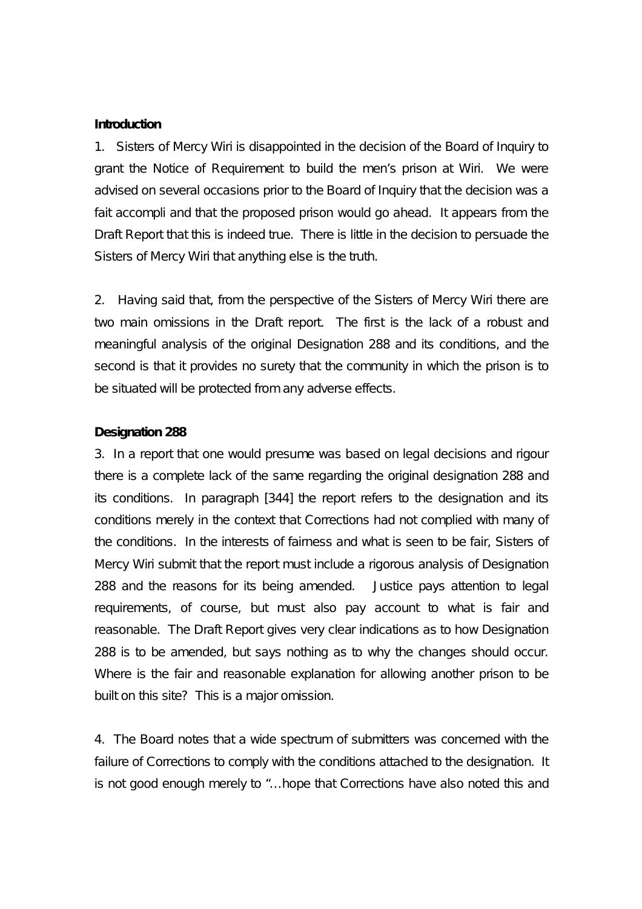**Introduction**

1. Sisters of Mercy Wiri is disappointed in the decision of the Board of Inquiry to grant the Notice of Requirement to build the men's prison at Wiri. We were advised on several occasions prior to the Board of Inquiry that the decision was a fait accompli and that the proposed prison would go ahead. It appears from the Draft Report that this is indeed true. There is little in the decision to persuade the Sisters of Mercy Wiri that anything else is the truth.

2. Having said that, from the perspective of the Sisters of Mercy Wiri there are two main omissions in the Draft report. The first is the lack of a robust and meaningful analysis of the original Designation 288 and its conditions, and the second is that it provides no surety that the community in which the prison is to be situated will be protected from any adverse effects.

**Designation 288**

3. In a report that one would presume was based on legal decisions and rigour there is a complete lack of the same regarding the original designation 288 and its conditions. In paragraph [344] the report refers to the designation and its conditions merely in the context that Corrections had not complied with many of the conditions. In the interests of fairness and what is seen to be fair, Sisters of Mercy Wiri submit that the report must include a rigorous analysis of Designation 288 and the reasons for its being amended. Justice pays attention to legal requirements, of course, but must also pay account to what is fair and reasonable. The Draft Report gives very clear indications as to how Designation 288 is to be amended, but says nothing as to why the changes should occur. Where is the fair and reasonable explanation for allowing another prison to be built on this site? This is a major omission.

4. The Board notes that a wide spectrum of submitters was concerned with the failure of Corrections to comply with the conditions attached to the designation. It is not good enough merely to "…hope that Corrections have also noted this and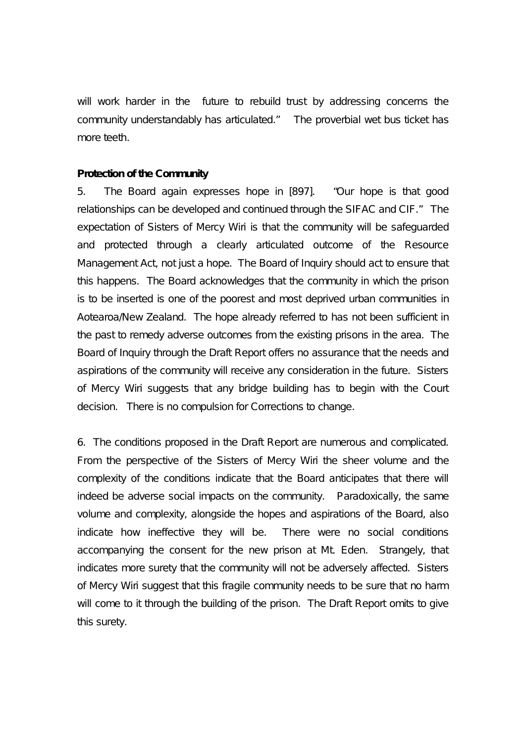will work harder in the future to rebuild trust by addressing concerns the community understandably has articulated." The proverbial wet bus ticket has more teeth.

**Protection of the Community**

5. The Board again expresses hope in [897]. "Our hope is that good relationships can be developed and continued through the SIFAC and CIF." The expectation of Sisters of Mercy Wiri is that the community will be safeguarded and protected through a clearly articulated outcome of the Resource Management Act, not just a hope. The Board of Inquiry should act to ensure that this happens. The Board acknowledges that the community in which the prison is to be inserted is one of the poorest and most deprived urban communities in Aotearoa/New Zealand. The hope already referred to has not been sufficient in the past to remedy adverse outcomes from the existing prisons in the area. The Board of Inquiry through the Draft Report offers no assurance that the needs and aspirations of the community will receive any consideration in the future. Sisters of Mercy Wiri suggests that any bridge building has to begin with the Court decision. There is no compulsion for Corrections to change.

6. The conditions proposed in the Draft Report are numerous and complicated. From the perspective of the Sisters of Mercy Wiri the sheer volume and the complexity of the conditions indicate that the Board anticipates that there will indeed be adverse social impacts on the community. Paradoxically, the same volume and complexity, alongside the hopes and aspirations of the Board, also indicate how ineffective they will be. There were no social conditions accompanying the consent for the new prison at Mt. Eden. Strangely, that indicates more surety that the community will not be adversely affected. Sisters of Mercy Wiri suggest that this fragile community needs to be sure that no harm will come to it through the building of the prison. The Draft Report omits to give this surety.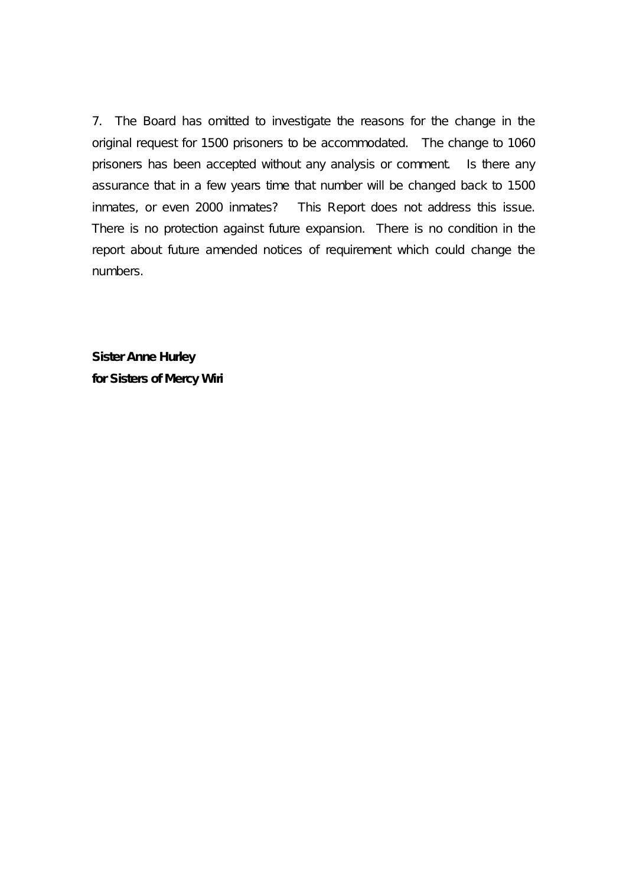7. The Board has omitted to investigate the reasons for the change in the original request for 1500 prisoners to be accommodated. The change to 1060 prisoners has been accepted without any analysis or comment. Is there any assurance that in a few years time that number will be changed back to 1500 inmates, or even 2000 inmates? This Report does not address this issue. There is no protection against future expansion. There is no condition in the report about future amended notices of requirement which could change the numbers.

**Sister Anne Hurley**
**for Sisters of Mercy Wiri**